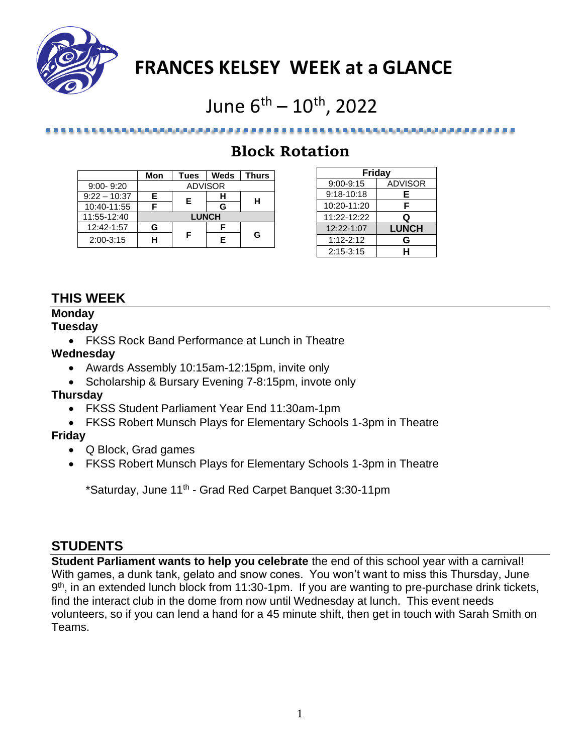# FRANCES KELSEY WEEK at a GLANCE

## June 6th – 10th, 2022

## Block Rotation

| | Mon | Tues | Weds | Thurs |
|---|---|---|---|---|
| 9:00- 9:20 | ADVISOR | | | |
| 9:22 – 10:37 | E | E | H | H |
| 10:40-11:55 | F | | G | |
| 11:55-12:40 | LUNCH | | | |
| 12:42-1:57 | G | F | F | G |
| 2:00-3:15 | H | | E | |

| Friday | |
|---|---|
| 9:00-9:15 | ADVISOR |
| 9:18-10:18 | E |
| 10:20-11:20 | F |
| 11:22-12:22 | Q |
| 12:22-1:07 | LUNCH |
| 1:12-2:12 | G |
| 2:15-3:15 | H |

## THIS WEEK

**Monday**

**Tuesday**

- FKSS Rock Band Performance at Lunch in Theatre

**Wednesday**

- Awards Assembly 10:15am-12:15pm, invite only
- Scholarship & Bursary Evening 7-8:15pm, invote only

**Thursday**

- FKSS Student Parliament Year End 11:30am-1pm
- FKSS Robert Munsch Plays for Elementary Schools 1-3pm in Theatre

**Friday**

- Q Block, Grad games
- FKSS Robert Munsch Plays for Elementary Schools 1-3pm in Theatre

\*Saturday, June 11th - Grad Red Carpet Banquet 3:30-11pm

## STUDENTS

**Student Parliament wants to help you celebrate** the end of this school year with a carnival! With games, a dunk tank, gelato and snow cones. You won't want to miss this Thursday, June 9th, in an extended lunch block from 11:30-1pm. If you are wanting to pre-purchase drink tickets, find the interact club in the dome from now until Wednesday at lunch. This event needs volunteers, so if you can lend a hand for a 45 minute shift, then get in touch with Sarah Smith on Teams.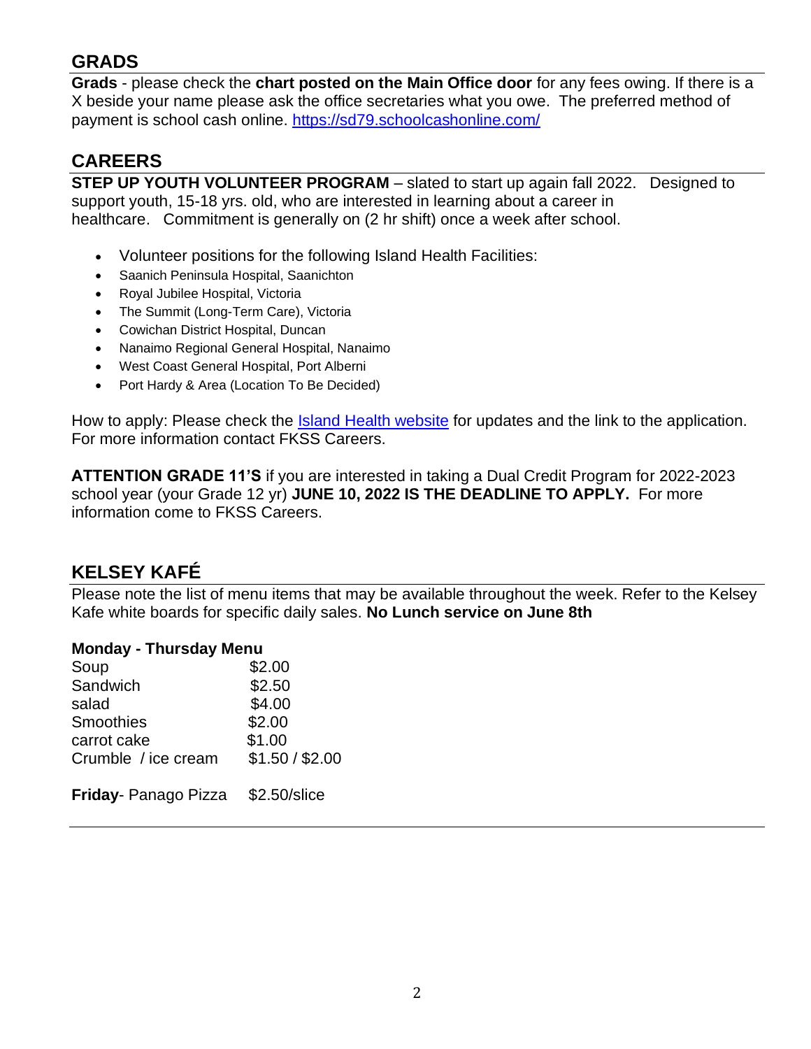## GRADS

**Grads** - please check the **chart posted on the Main Office door** for any fees owing. If there is a X beside your name please ask the office secretaries what you owe. The preferred method of payment is school cash online. [https://sd79.schoolcashonline.com/](https://sd79.schoolcashonline.com/)

## CAREERS

**STEP UP YOUTH VOLUNTEER PROGRAM** – slated to start up again fall 2022. Designed to support youth, 15-18 yrs. old, who are interested in learning about a career in healthcare. Commitment is generally on (2 hr shift) once a week after school.

- Volunteer positions for the following Island Health Facilities:
- Saanich Peninsula Hospital, Saanichton
- Royal Jubilee Hospital, Victoria
- The Summit (Long-Term Care), Victoria
- Cowichan District Hospital, Duncan
- Nanaimo Regional General Hospital, Nanaimo
- West Coast General Hospital, Port Alberni
- Port Hardy & Area (Location To Be Decided)

How to apply: Please check the Island Health website for updates and the link to the application. For more information contact FKSS Careers.

**ATTENTION GRADE 11'S** if you are interested in taking a Dual Credit Program for 2022-2023 school year (your Grade 12 yr) **JUNE 10, 2022 IS THE DEADLINE TO APPLY.** For more information come to FKSS Careers.

## KELSEY KAFÉ

Please note the list of menu items that may be available throughout the week. Refer to the Kelsey Kafe white boards for specific daily sales. **No Lunch service on June 8th**

**Monday - Thursday Menu**

| | |
|---|---|
| Soup | $2.00 |
| Sandwich | $2.50 |
| salad | $4.00 |
| Smoothies | $2.00 |
| carrot cake | $1.00 |
| Crumble / ice cream | $1.50 / $2.00 |

**Friday**- Panago Pizza $2.50/slice